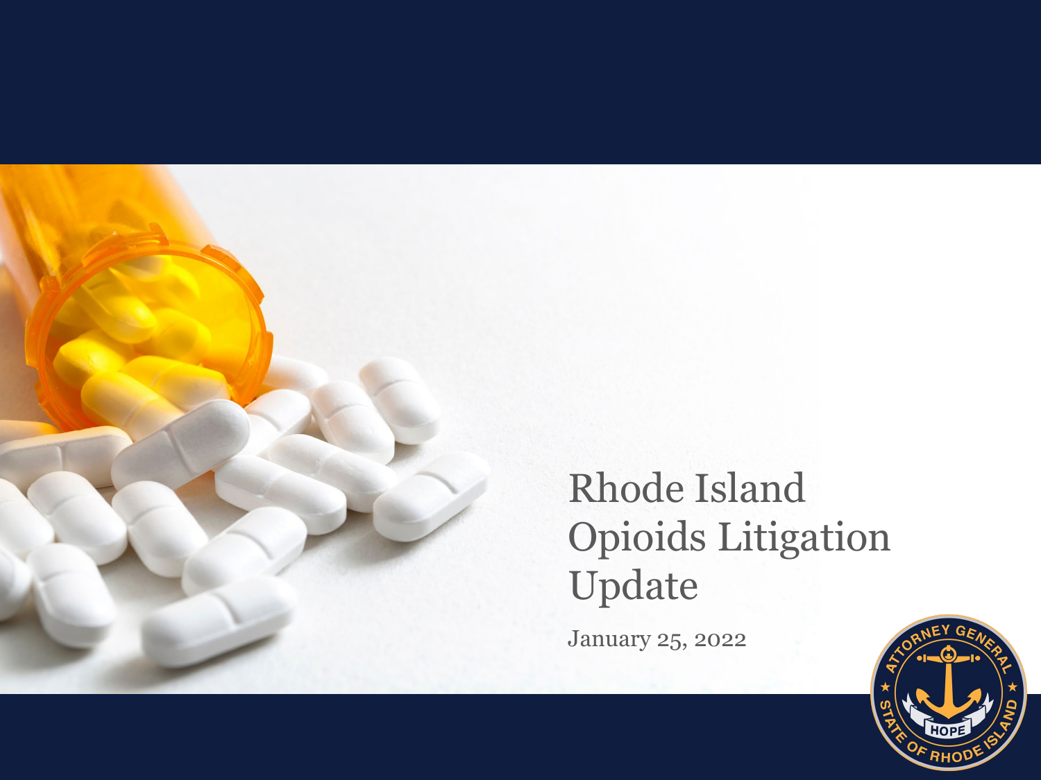# Rhode Island Opioids Litigation Update

January 25, 2022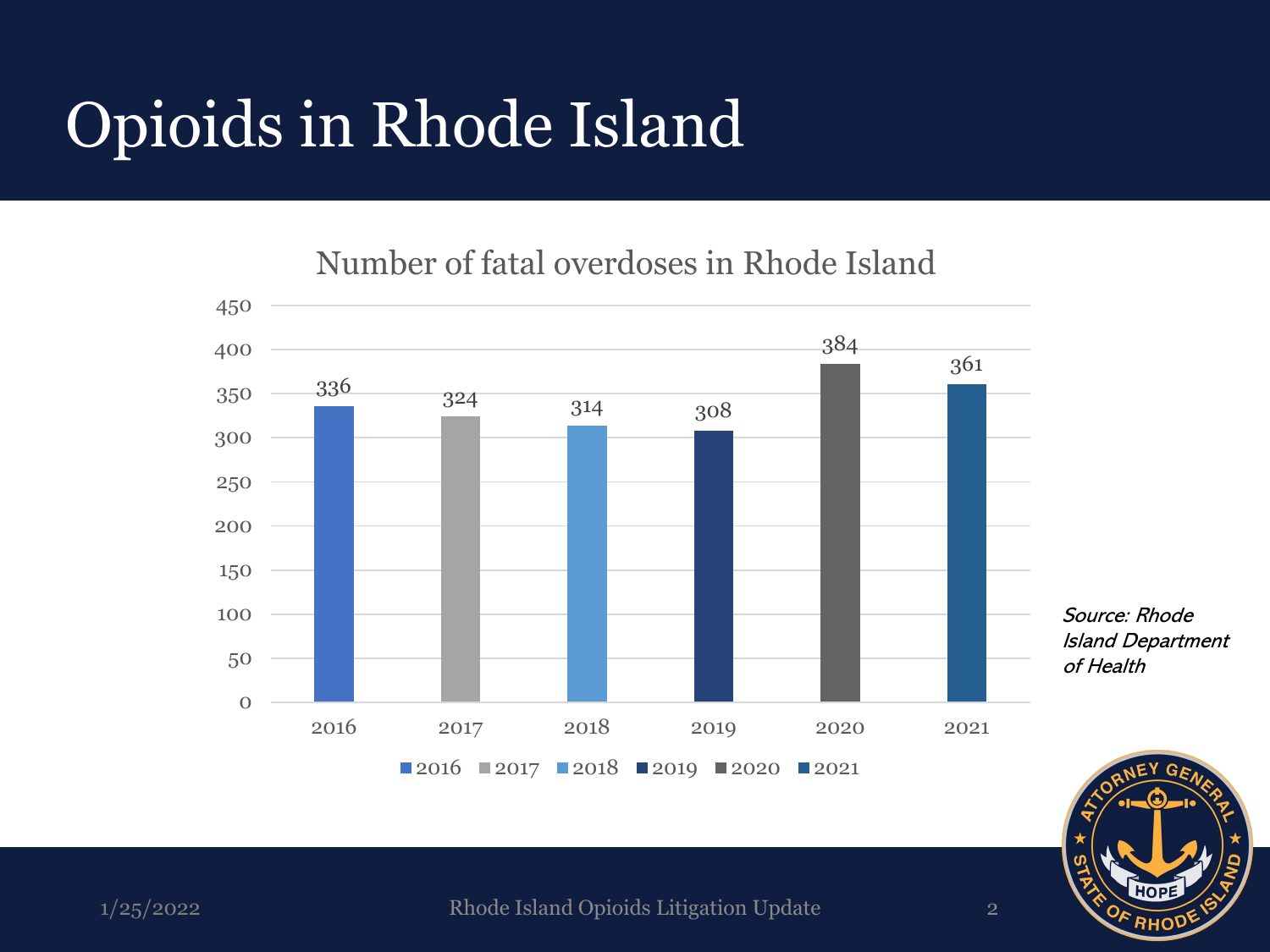# Opioids in Rhode Island

## Number of fatal overdoses in Rhode Island

| Year | Fatal overdoses |
|---|---|
| 2016 | 336 |
| 2017 | 324 |
| 2018 | 314 |
| 2019 | 308 |
| 2020 | 384 |
| 2021 | 361 |

*Source: Rhode Island Department of Health*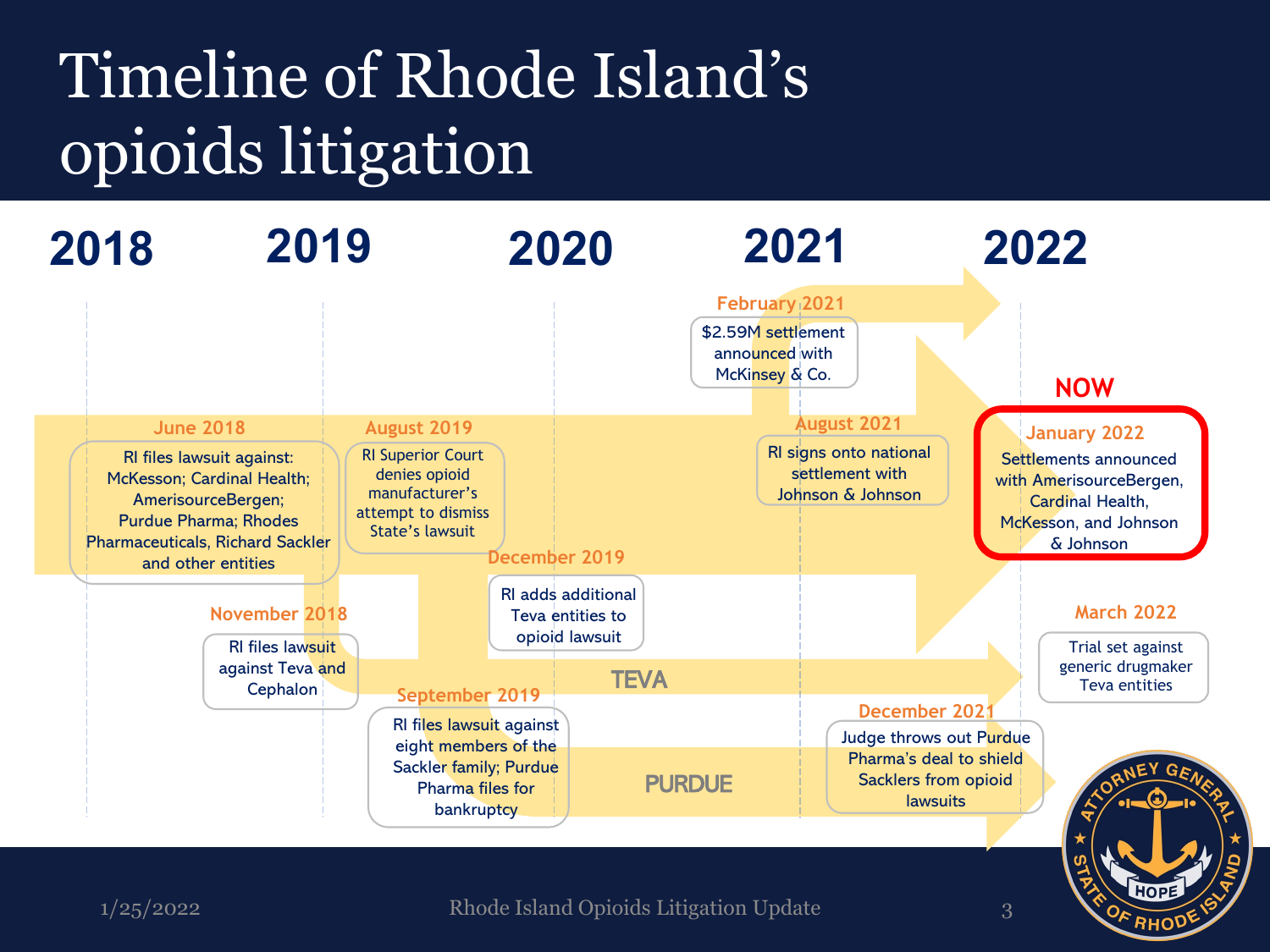# Timeline of Rhode Island's opioids litigation

## 2018

**June 2018**
RI files lawsuit against: McKesson; Cardinal Health; AmerisourceBergen; Purdue Pharma; Rhodes Pharmaceuticals, Richard Sackler and other entities

**November 2018**
RI files lawsuit against Teva and Cephalon

## 2019

**August 2019**
RI Superior Court denies opioid manufacturer's attempt to dismiss State's lawsuit

**September 2019**
RI files lawsuit against eight members of the Sackler family; Purdue Pharma files for bankruptcy

**December 2019**
RI adds additional Teva entities to opioid lawsuit

## 2020

## 2021

**February 2021**
$2.59M settlement announced with McKinsey & Co.

**August 2021**
RI signs onto national settlement with Johnson & Johnson

**December 2021**
Judge throws out Purdue Pharma's deal to shield Sacklers from opioid lawsuits

## 2022

**NOW**

**January 2022**
Settlements announced with AmerisourceBergen, Cardinal Health, McKesson, and Johnson & Johnson

**March 2022**
Trial set against generic drugmaker Teva entities

TEVA

PURDUE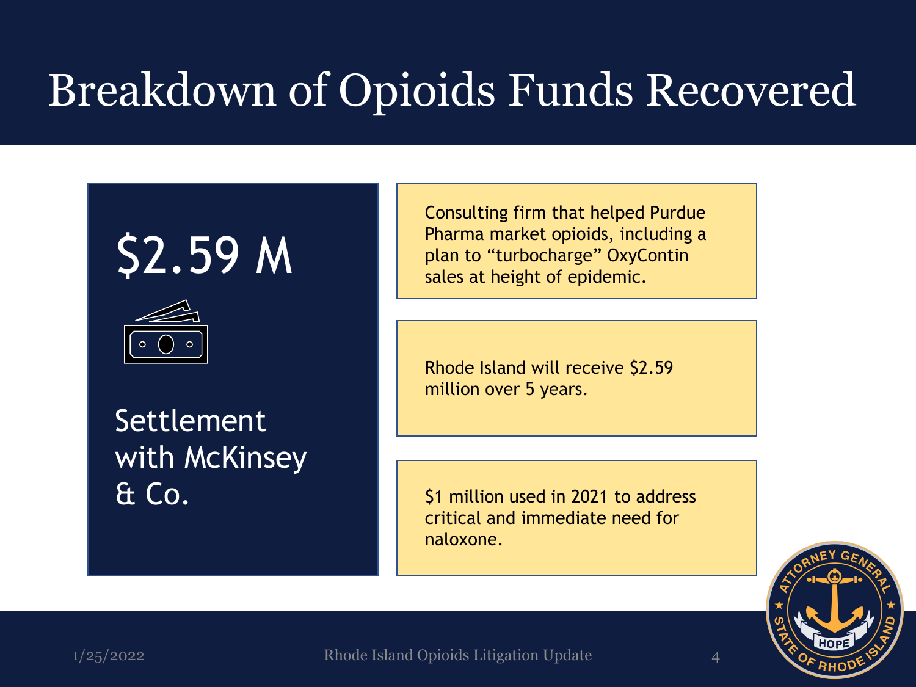# Breakdown of Opioids Funds Recovered

$2.59 M

Settlement with McKinsey & Co.

Consulting firm that helped Purdue Pharma market opioids, including a plan to "turbocharge" OxyContin sales at height of epidemic.

Rhode Island will receive $2.59 million over 5 years.

$1 million used in 2021 to address critical and immediate need for naloxone.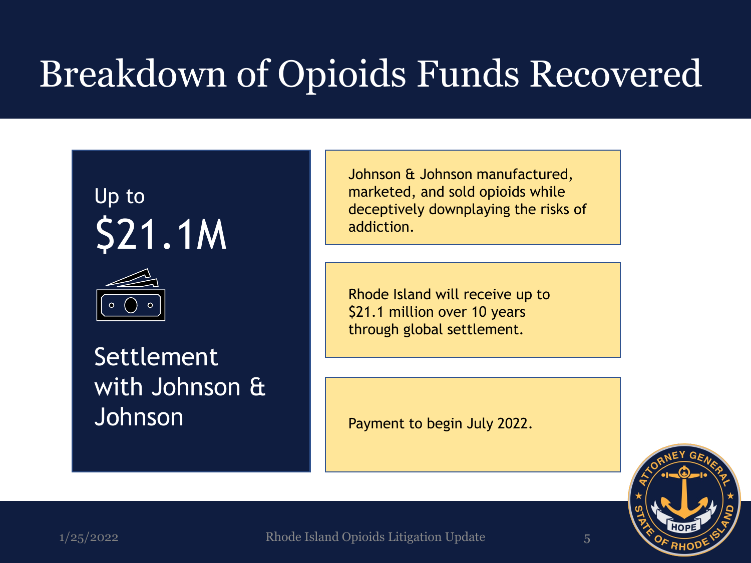# Breakdown of Opioids Funds Recovered

Up to

## $21.1M

Settlement with Johnson & Johnson

Johnson & Johnson manufactured, marketed, and sold opioids while deceptively downplaying the risks of addiction.

Rhode Island will receive up to $21.1 million over 10 years through global settlement.

Payment to begin July 2022.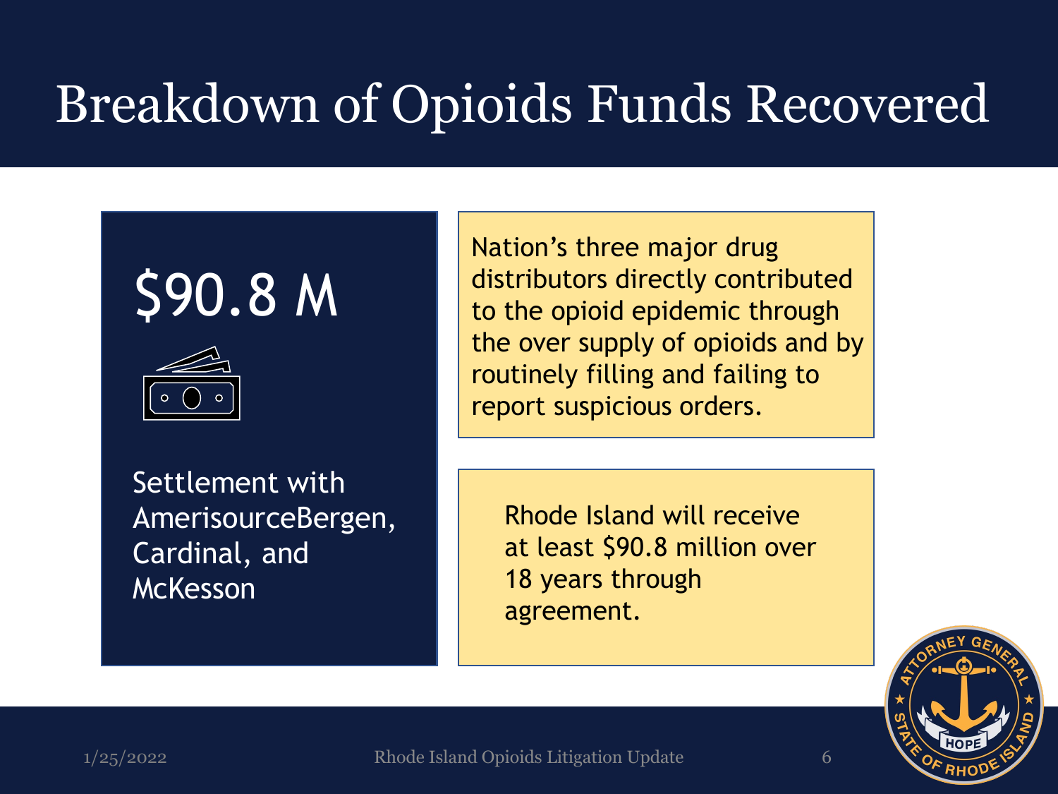# Breakdown of Opioids Funds Recovered

$90.8 M

Settlement with AmerisourceBergen, Cardinal, and McKesson

Nation's three major drug distributors directly contributed to the opioid epidemic through the over supply of opioids and by routinely filling and failing to report suspicious orders.

Rhode Island will receive at least $90.8 million over 18 years through agreement.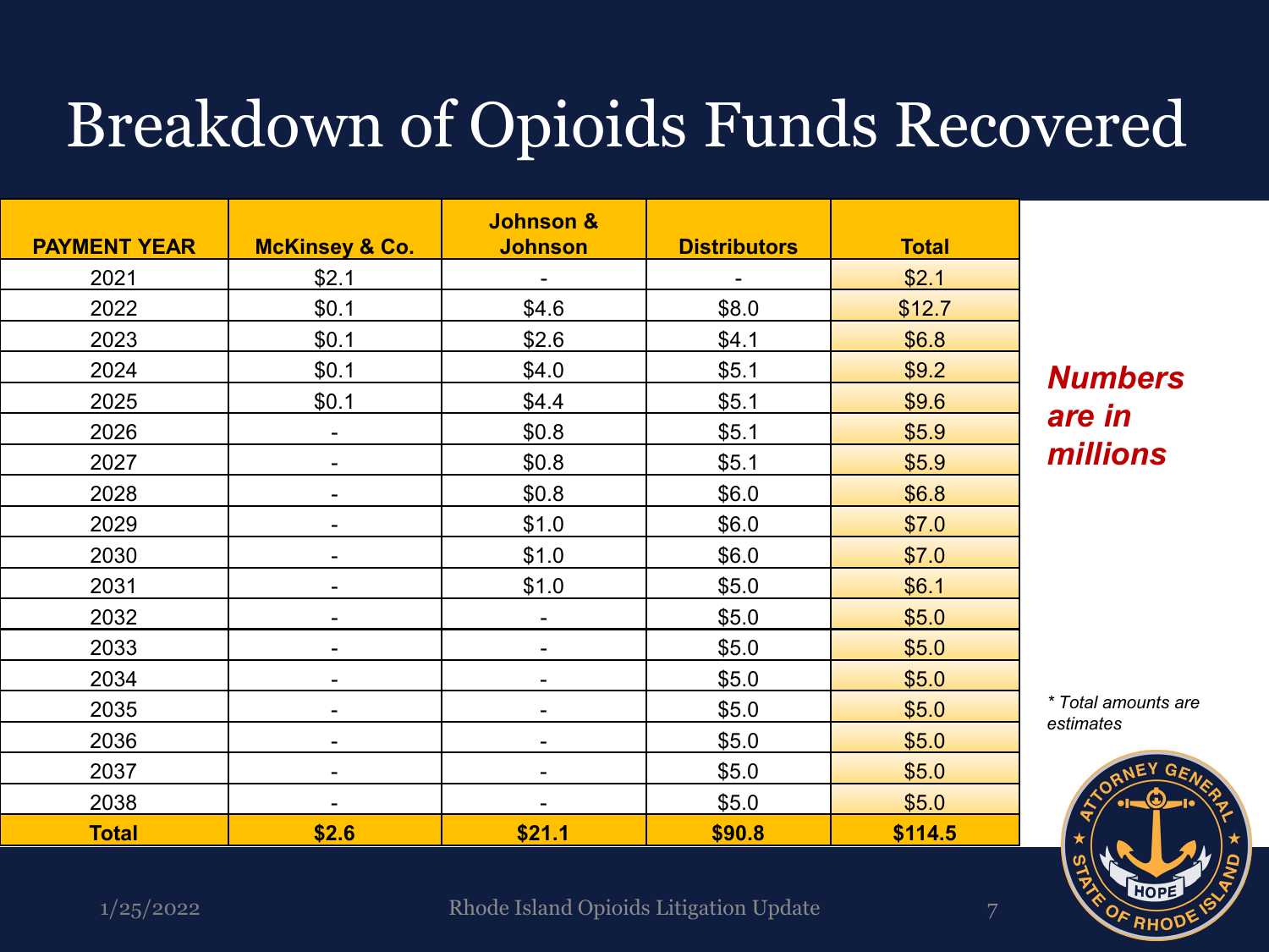# Breakdown of Opioids Funds Recovered

| PAYMENT YEAR | McKinsey & Co. | Johnson & Johnson | Distributors | Total |
|---|---|---|---|---|
| 2021 | $2.1 | - | - | $2.1 |
| 2022 | $0.1 | $4.6 | $8.0 | $12.7 |
| 2023 | $0.1 | $2.6 | $4.1 | $6.8 |
| 2024 | $0.1 | $4.0 | $5.1 | $9.2 |
| 2025 | $0.1 | $4.4 | $5.1 | $9.6 |
| 2026 | - | $0.8 | $5.1 | $5.9 |
| 2027 | - | $0.8 | $5.1 | $5.9 |
| 2028 | - | $0.8 | $6.0 | $6.8 |
| 2029 | - | $1.0 | $6.0 | $7.0 |
| 2030 | - | $1.0 | $6.0 | $7.0 |
| 2031 | - | $1.0 | $5.0 | $6.1 |
| 2032 | - | - | $5.0 | $5.0 |
| 2033 | - | - | $5.0 | $5.0 |
| 2034 | - | - | $5.0 | $5.0 |
| 2035 | - | - | $5.0 | $5.0 |
| 2036 | - | - | $5.0 | $5.0 |
| 2037 | - | - | $5.0 | $5.0 |
| 2038 | - | - | $5.0 | $5.0 |
| **Total** | **$2.6** | **$21.1** | **$90.8** | **$114.5** |

***Numbers are in millions***

*\* Total amounts are estimates*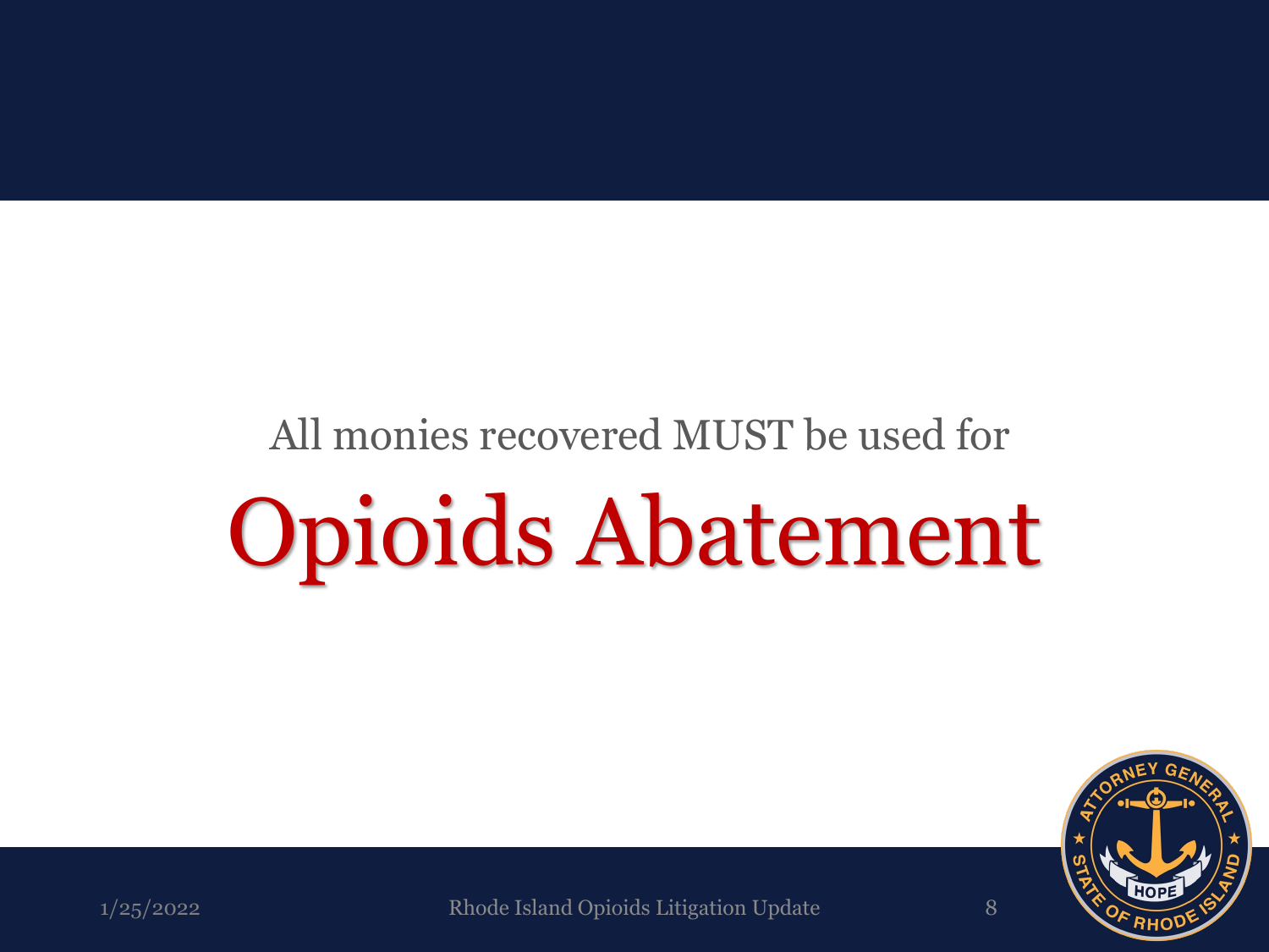All monies recovered MUST be used for

# Opioids Abatement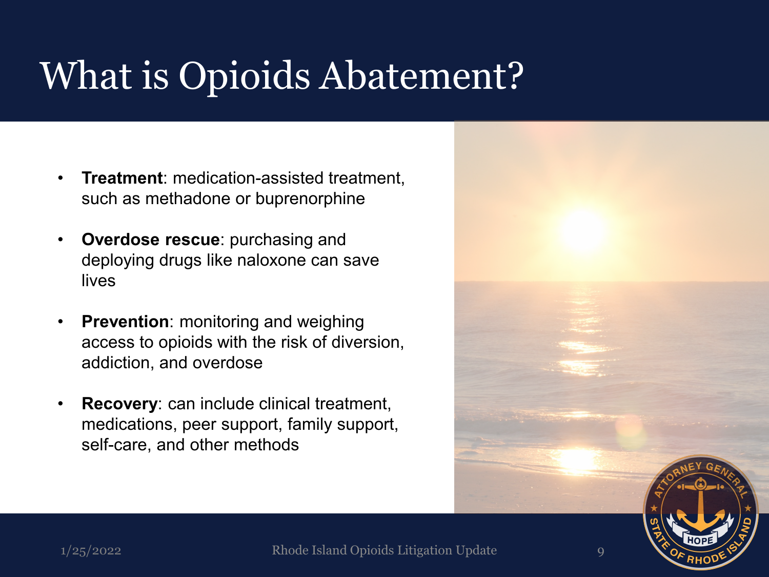# What is Opioids Abatement?

- **Treatment**: medication-assisted treatment, such as methadone or buprenorphine
- **Overdose rescue**: purchasing and deploying drugs like naloxone can save lives
- **Prevention**: monitoring and weighing access to opioids with the risk of diversion, addiction, and overdose
- **Recovery**: can include clinical treatment, medications, peer support, family support, self-care, and other methods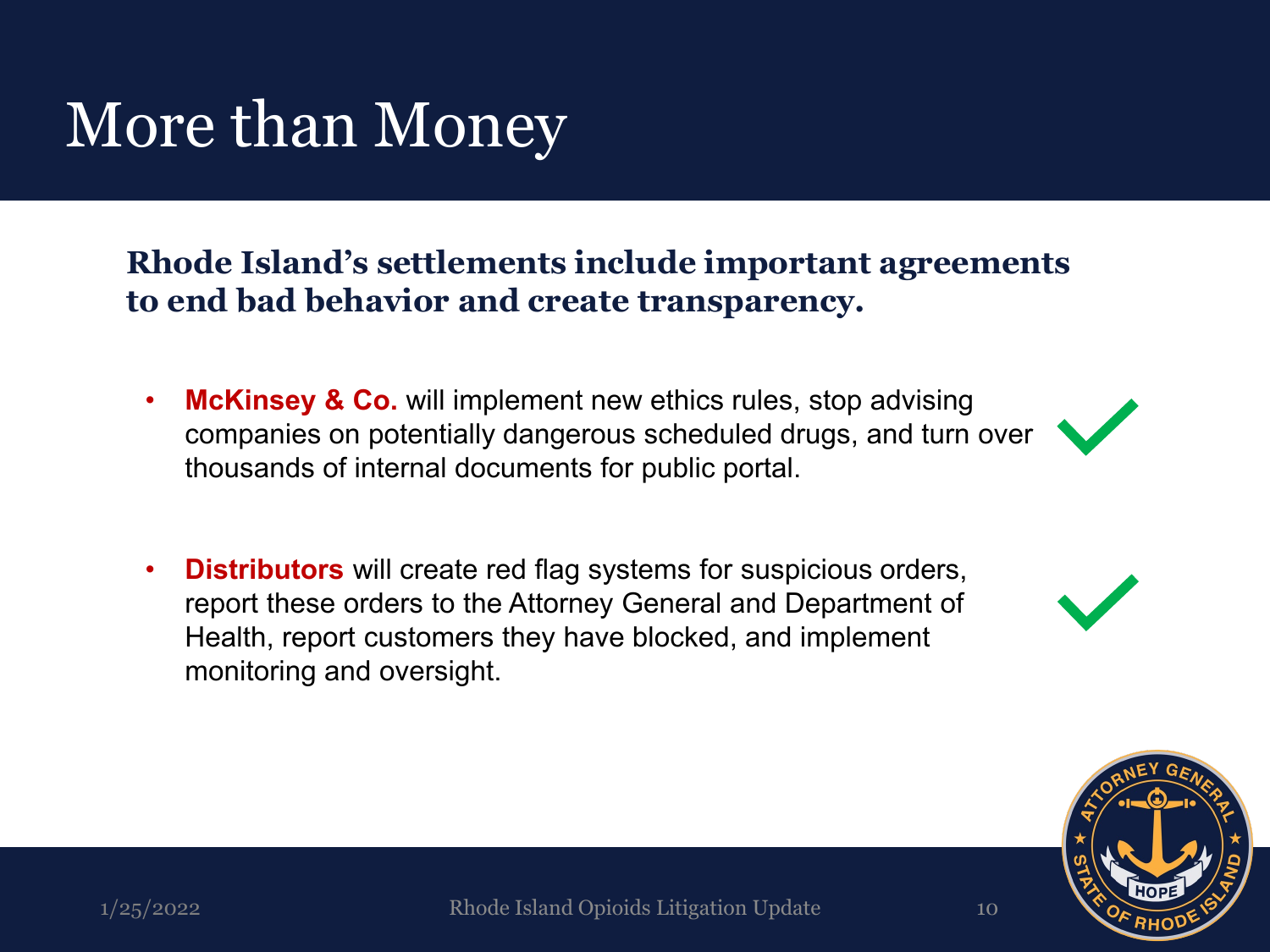# More than Money

**Rhode Island's settlements include important agreements to end bad behavior and create transparency.**

- **McKinsey & Co.** will implement new ethics rules, stop advising companies on potentially dangerous scheduled drugs, and turn over thousands of internal documents for public portal. ✓

- **Distributors** will create red flag systems for suspicious orders, report these orders to the Attorney General and Department of Health, report customers they have blocked, and implement monitoring and oversight. ✓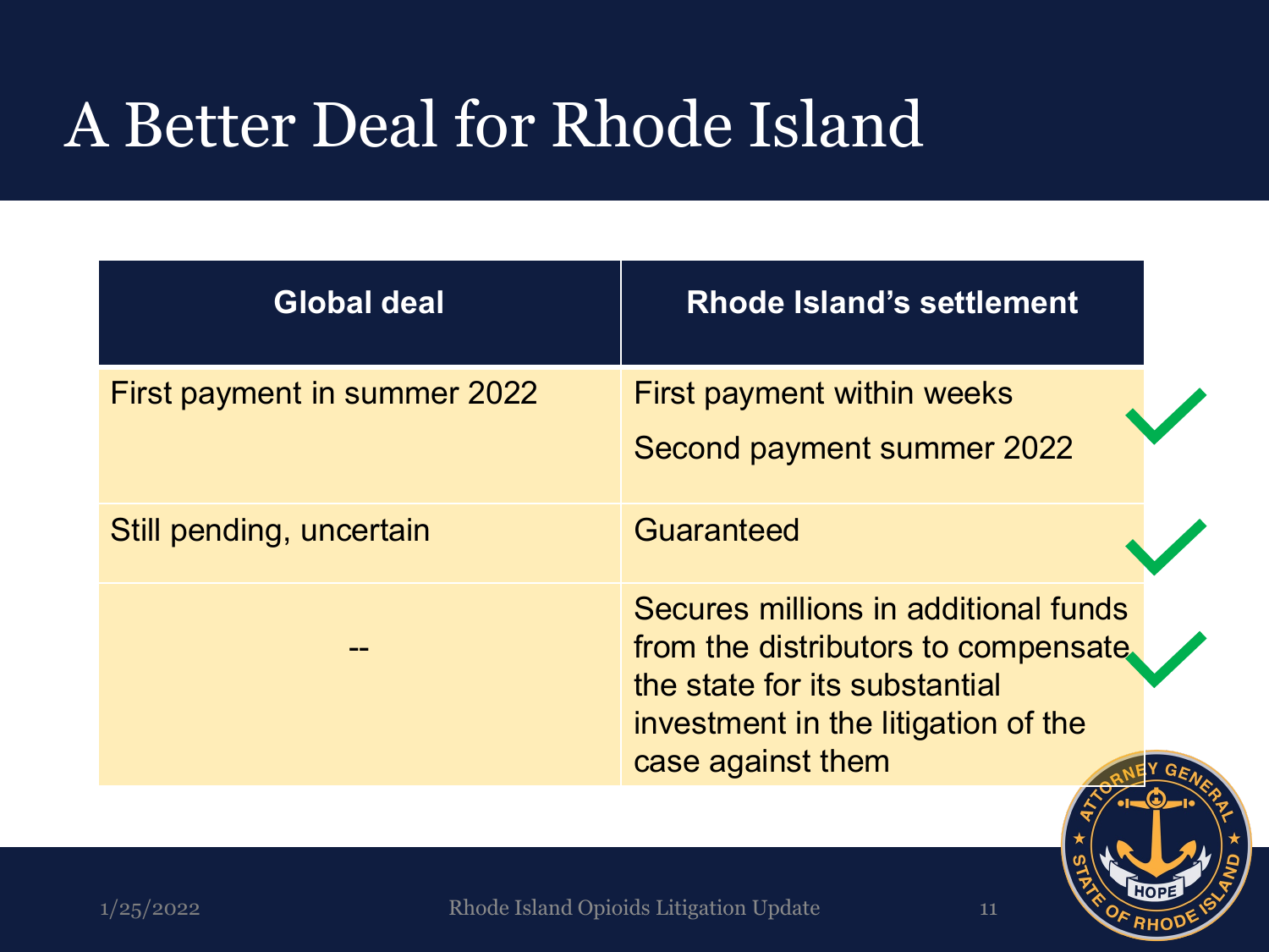# A Better Deal for Rhode Island

| Global deal | Rhode Island's settlement |
| --- | --- |
| First payment in summer 2022 | First payment within weeks<br>Second payment summer 2022 ✓ |
| Still pending, uncertain | Guaranteed ✓ |
| -- | Secures millions in additional funds from the distributors to compensate the state for its substantial investment in the litigation of the case against them ✓ |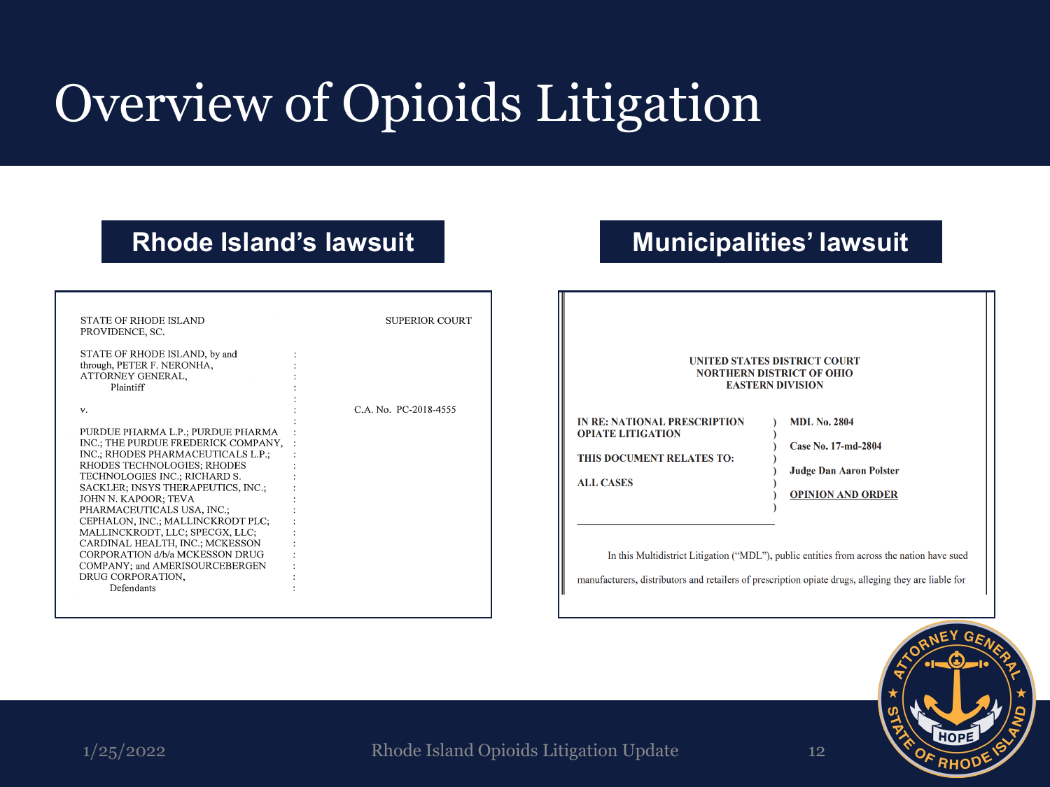# Overview of Opioids Litigation

## Rhode Island's lawsuit

STATE OF RHODE ISLAND
PROVIDENCE, SC.

SUPERIOR COURT

STATE OF RHODE ISLAND, by and through, PETER F. NERONHA, ATTORNEY GENERAL,
Plaintiff

v.

C.A. No. PC-2018-4555

PURDUE PHARMA L.P.; PURDUE PHARMA INC.; THE PURDUE FREDERICK COMPANY, INC.; RHODES PHARMACEUTICALS L.P.; RHODES TECHNOLOGIES; RHODES TECHNOLOGIES INC.; RICHARD S. SACKLER; INSYS THERAPEUTICS, INC.; JOHN N. KAPOOR; TEVA PHARMACEUTICALS USA, INC.; CEPHALON, INC.; MALLINCKRODT PLC; MALLINCKRODT, LLC; SPECGX, LLC; CARDINAL HEALTH, INC.; MCKESSON CORPORATION d/b/a MCKESSON DRUG COMPANY; and AMERISOURCEBERGEN DRUG CORPORATION,
Defendants

## Municipalities' lawsuit

UNITED STATES DISTRICT COURT
NORTHERN DISTRICT OF OHIO
EASTERN DIVISION

IN RE: NATIONAL PRESCRIPTION OPIATE LITIGATION

THIS DOCUMENT RELATES TO:

ALL CASES

MDL No. 2804

Case No. 17-md-2804

Judge Dan Aaron Polster

OPINION AND ORDER

In this Multidistrict Litigation ("MDL"), public entities from across the nation have sued manufacturers, distributors and retailers of prescription opiate drugs, alleging they are liable for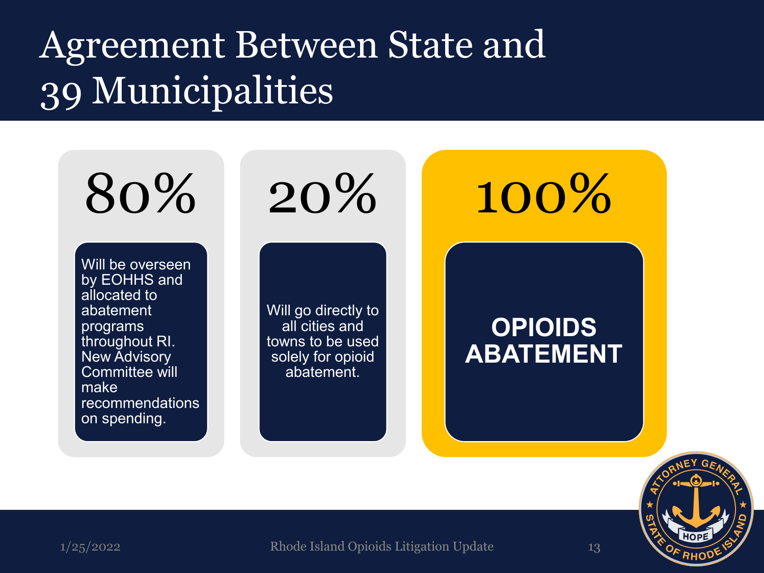# Agreement Between State and 39 Municipalities

**80%**

Will be overseen by EOHHS and allocated to abatement programs throughout RI. New Advisory Committee will make recommendations on spending.

**20%**

Will go directly to all cities and towns to be used solely for opioid abatement.

**100%**

**OPIOIDS ABATEMENT**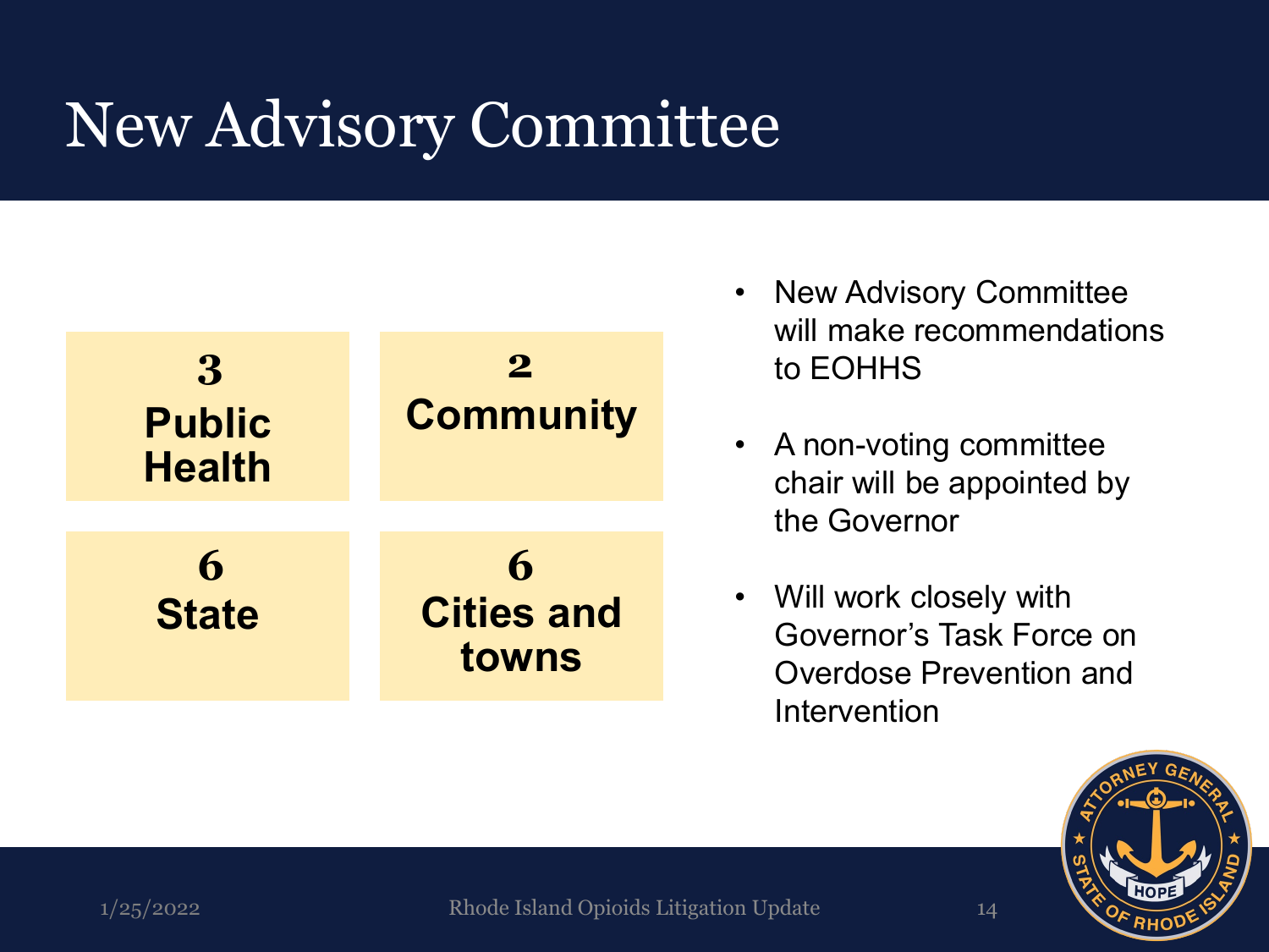# New Advisory Committee

| | |
|---|---|
| **3 Public Health** | **2 Community** |
| **6 State** | **6 Cities and towns** |

- New Advisory Committee will make recommendations to EOHHS
- A non-voting committee chair will be appointed by the Governor
- Will work closely with Governor's Task Force on Overdose Prevention and Intervention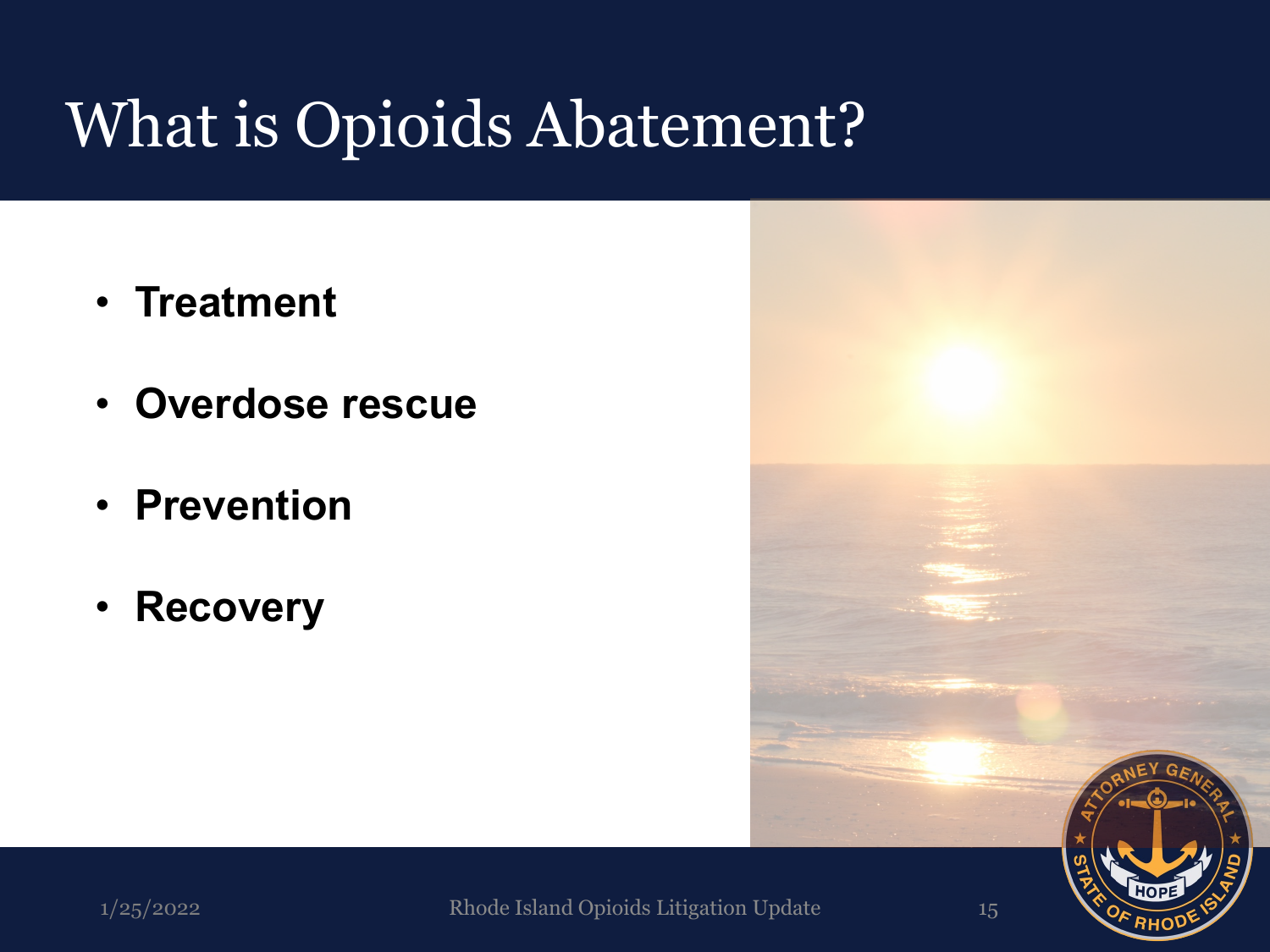# What is Opioids Abatement?

- **Treatment**
- **Overdose rescue**
- **Prevention**
- **Recovery**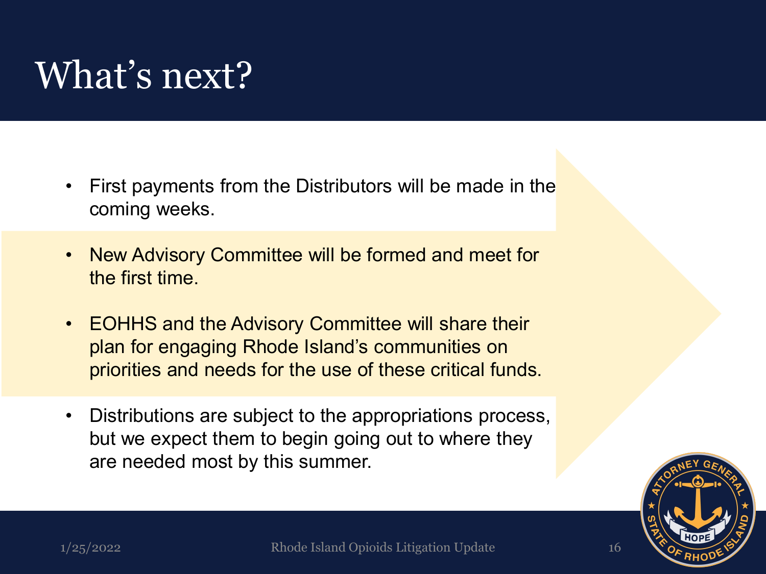# What's next?

- First payments from the Distributors will be made in the coming weeks.
- New Advisory Committee will be formed and meet for the first time.
- EOHHS and the Advisory Committee will share their plan for engaging Rhode Island's communities on priorities and needs for the use of these critical funds.
- Distributions are subject to the appropriations process, but we expect them to begin going out to where they are needed most by this summer.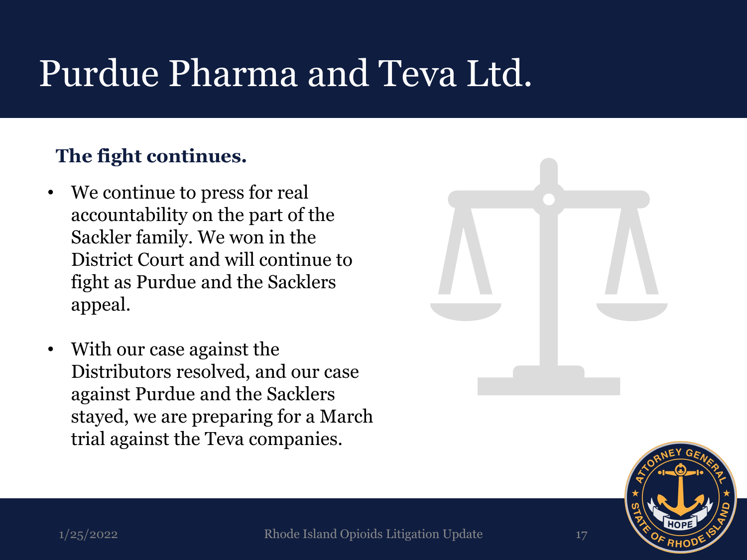# Purdue Pharma and Teva Ltd.

**The fight continues.**

- We continue to press for real accountability on the part of the Sackler family. We won in the District Court and will continue to fight as Purdue and the Sacklers appeal.
- With our case against the Distributors resolved, and our case against Purdue and the Sacklers stayed, we are preparing for a March trial against the Teva companies.